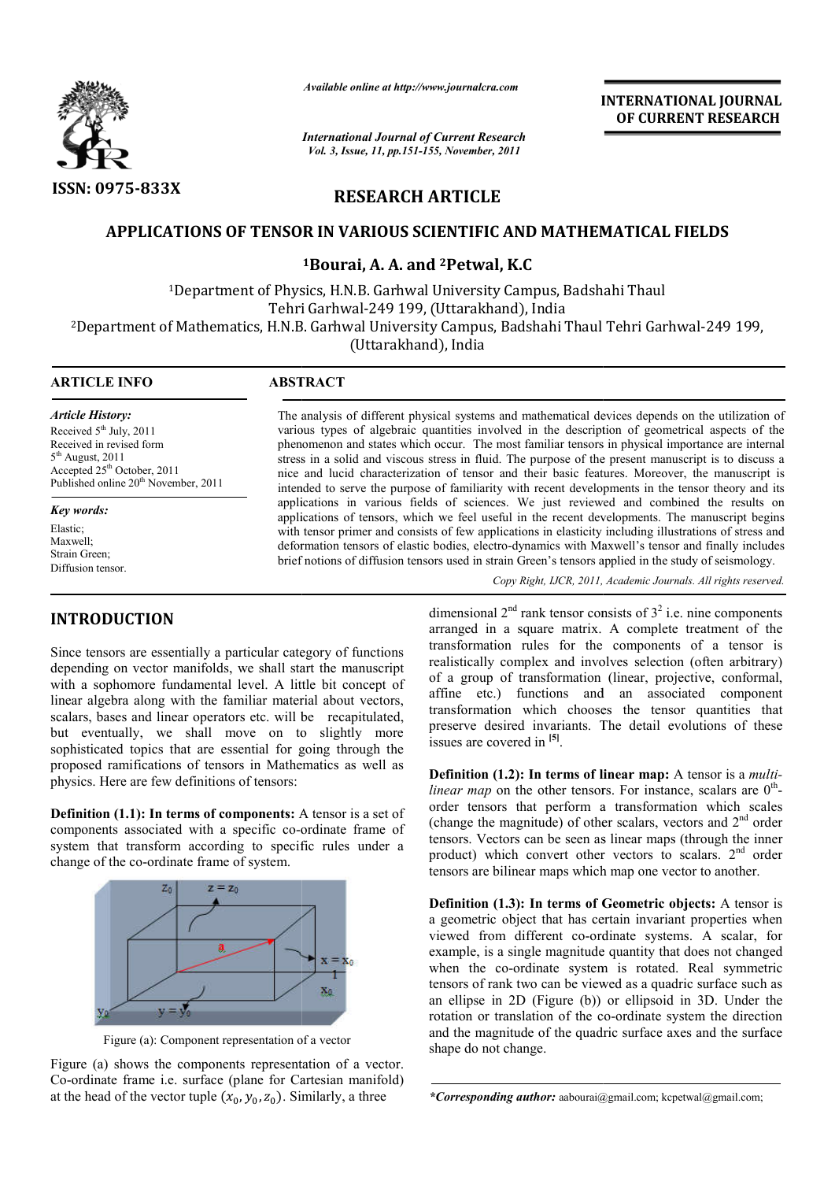ISSN: 0975-833X

*Available online at http://www.journalcra.com*

*International Journal of Current Research*
*Vol. 3, Issue, 11, pp.151-155, November, 2011*

**INTERNATIONAL JOURNAL OF CURRENT RESEARCH**

## RESEARCH ARTICLE

# APPLICATIONS OF TENSOR IN VARIOUS SCIENTIFIC AND MATHEMATICAL FIELDS

**[1]Bourai, A. A. and [2]Petwal, K.C**

[1]Department of Physics, H.N.B. Garhwal University Campus, Badshahi Thaul Tehri Garhwal-249 199, (Uttarakhand), India

[2]Department of Mathematics, H.N.B. Garhwal University Campus, Badshahi Thaul Tehri Garhwal-249 199, (Uttarakhand), India

**ARTICLE INFO**

*Article History:*
Received 5th July, 2011
Received in revised form 5th August, 2011
Accepted 25th October, 2011
Published online 20th November, 2011

*Key words:*
Elastic;
Maxwell;
Strain Green;
Diffusion tensor.

**ABSTRACT**

The analysis of different physical systems and mathematical devices depends on the utilization of various types of algebraic quantities involved in the description of geometrical aspects of the phenomenon and states which occur. The most familiar tensors in physical importance are internal stress in a solid and viscous stress in fluid. The purpose of the present manuscript is to discuss a nice and lucid characterization of tensor and their basic features. Moreover, the manuscript is intended to serve the purpose of familiarity with recent developments in the tensor theory and its applications in various fields of sciences. We just reviewed and combined the results on applications of tensors, which we feel useful in the recent developments. The manuscript begins with tensor primer and consists of few applications in elasticity including illustrations of stress and deformation tensors of elastic bodies, electro-dynamics with Maxwell's tensor and finally includes brief notions of diffusion tensors used in strain Green's tensors applied in the study of seismology.

*Copy Right, IJCR, 2011, Academic Journals. All rights reserved.*

## INTRODUCTION

Since tensors are essentially a particular category of functions depending on vector manifolds, we shall start the manuscript with a sophomore fundamental level. A little bit concept of linear algebra along with the familiar material about vectors, scalars, bases and linear operators etc. will be recapitulated, but eventually, we shall move on to slightly more sophisticated topics that are essential for going through the proposed ramifications of tensors in Mathematics as well as physics. Here are few definitions of tensors:

**Definition (1.1): In terms of components:** A tensor is a set of components associated with a specific co-ordinate frame of system that transform according to specific rules under a change of the co-ordinate frame of system.

Figure (a): Component representation of a vector

Figure (a) shows the components representation of a vector. Co-ordinate frame i.e. surface (plane for Cartesian manifold) at the head of the vector tuple $(x_0, y_0, z_0)$. Similarly, a three dimensional 2nd rank tensor consists of $3^2$ i.e. nine components arranged in a square matrix. A complete treatment of the transformation rules for the components of a tensor is realistically complex and involves selection (often arbitrary) of a group of transformation (linear, projective, conformal, affine etc.) functions and an associated component transformation which chooses the tensor quantities that preserve desired invariants. The detail evolutions of these issues are covered in [5].

**Definition (1.2): In terms of linear map:** A tensor is a *multi-linear map* on the other tensors. For instance, scalars are 0th-order tensors that perform a transformation which scales (change the magnitude) of other scalars, vectors and 2nd order tensors. Vectors can be seen as linear maps (through the inner product) which convert other vectors to scalars. 2nd order tensors are bilinear maps which map one vector to another.

**Definition (1.3): In terms of Geometric objects:** A tensor is a geometric object that has certain invariant properties when viewed from different co-ordinate systems. A scalar, for example, is a single magnitude quantity that does not changed when the co-ordinate system is rotated. Real symmetric tensors of rank two can be viewed as a quadric surface such as an ellipse in 2D (Figure (b)) or ellipsoid in 3D. Under the rotation or translation of the co-ordinate system the direction and the magnitude of the quadric surface axes and the surface shape do not change.

***Corresponding author:** aabourai@gmail.com; kcpetwal@gmail.com;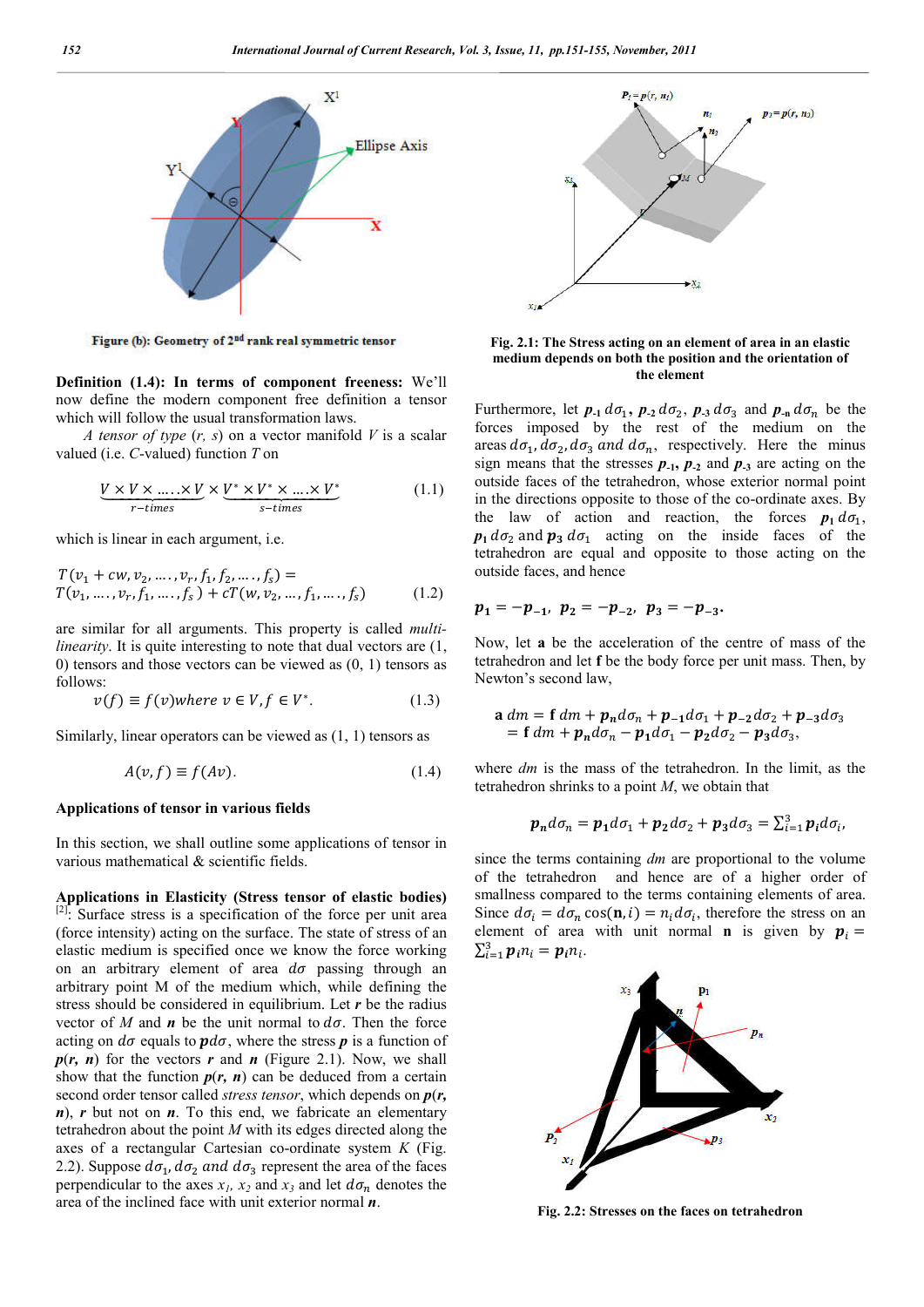Figure (b): Geometry of 2nd rank real symmetric tensor

**Definition (1.4): In terms of component freeness:** We'll now define the modern component free definition a tensor which will follow the usual transformation laws.

*A tensor of type (r, s)* on a vector manifold *V* is a scalar valued (i.e. *C*-valued) function *T* on

$$\underbrace{V \times V \times \ldots . \times V}_{r-times} \times \underbrace{V^* \times V^* \times \ldots . \times V^*}_{s-times} \tag{1.1}$$

which is linear in each argument, i.e.

$$T(v_1 + cw, v_2, \ldots ., v_r, f_1, f_2, \ldots ., f_s) = T(v_1, \ldots ., v_r, f_1, \ldots ., f_s) + cT(w, v_2, \ldots, f_1, \ldots ., f_s) \tag{1.2}$$

are similar for all arguments. This property is called *multi-linearity*. It is quite interesting to note that dual vectors are (1, 0) tensors and those vectors can be viewed as (0, 1) tensors as follows:

$$v(f) \equiv f(v) where\ v \in V, f \in V^*. \tag{1.3}$$

Similarly, linear operators can be viewed as (1, 1) tensors as

$$A(v, f) \equiv f(Av). \tag{1.4}$$

**Applications of tensor in various fields**

In this section, we shall outline some applications of tensor in various mathematical & scientific fields.

**Applications in Elasticity (Stress tensor of elastic bodies)** [2]: Surface stress is a specification of the force per unit area (force intensity) acting on the surface. The state of stress of an elastic medium is specified once we know the force working on an arbitrary element of area $d\sigma$ passing through an arbitrary point M of the medium which, while defining the stress should be considered in equilibrium. Let $\boldsymbol{r}$ be the radius vector of *M* and $\boldsymbol{n}$ be the unit normal to $d\sigma$. Then the force acting on $d\sigma$ equals to $\boldsymbol{p}d\sigma$, where the stress $\boldsymbol{p}$ is a function of $\boldsymbol{p}(\boldsymbol{r}, \boldsymbol{n})$ for the vectors $\boldsymbol{r}$ and $\boldsymbol{n}$ (Figure 2.1). Now, we shall show that the function $\boldsymbol{p}(\boldsymbol{r}, \boldsymbol{n})$ can be deduced from a certain second order tensor called *stress tensor*, which depends on $\boldsymbol{p}(\boldsymbol{r}, \boldsymbol{n})$, $\boldsymbol{r}$ but not on $\boldsymbol{n}$. To this end, we fabricate an elementary tetrahedron about the point *M* with its edges directed along the axes of a rectangular Cartesian co-ordinate system *K* (Fig. 2.2). Suppose $d\sigma_1, d\sigma_2$ *and* $d\sigma_3$ represent the area of the faces perpendicular to the axes $x_1$, $x_2$ and $x_3$ and let $d\sigma_n$ denotes the area of the inclined face with unit exterior normal $\boldsymbol{n}$.

**Fig. 2.1: The Stress acting on an element of area in an elastic medium depends on both the position and the orientation of the element**

Furthermore, let $\boldsymbol{p}_{-1}\,d\sigma_1$, $\boldsymbol{p}_{-2}\,d\sigma_2$, $\boldsymbol{p}_{-3}\,d\sigma_3$ and $\boldsymbol{p}_{-n}\,d\sigma_n$ be the forces imposed by the rest of the medium on the areas $d\sigma_1, d\sigma_2, d\sigma_3$ *and* $d\sigma_n$, respectively. Here the minus sign means that the stresses $\boldsymbol{p}_{-1}$, $\boldsymbol{p}_{-2}$ and $\boldsymbol{p}_{-3}$ are acting on the outside faces of the tetrahedron, whose exterior normal point in the directions opposite to those of the co-ordinate axes. By the law of action and reaction, the forces $\boldsymbol{p}_1\,d\sigma_1$, $\boldsymbol{p}_1\,d\sigma_2$ and $\boldsymbol{p}_3\,d\sigma_1$ acting on the inside faces of the tetrahedron are equal and opposite to those acting on the outside faces, and hence

$$\boldsymbol{p}_1 = -\boldsymbol{p}_{-1},\ \boldsymbol{p}_2 = -\boldsymbol{p}_{-2},\ \boldsymbol{p}_3 = -\boldsymbol{p}_{-3}.$$

Now, let $\mathbf{a}$ be the acceleration of the centre of mass of the tetrahedron and let $\mathbf{f}$ be the body force per unit mass. Then, by Newton's second law,

$$\begin{aligned}\mathbf{a}\,dm &= \mathbf{f}\,dm + \boldsymbol{p}_n d\sigma_n + \boldsymbol{p}_{-1} d\sigma_1 + \boldsymbol{p}_{-2} d\sigma_2 + \boldsymbol{p}_{-3} d\sigma_3 \\ &= \mathbf{f}\,dm + \boldsymbol{p}_n d\sigma_n - \boldsymbol{p}_1 d\sigma_1 - \boldsymbol{p}_2 d\sigma_2 - \boldsymbol{p}_3 d\sigma_3,\end{aligned}$$

where *dm* is the mass of the tetrahedron. In the limit, as the tetrahedron shrinks to a point *M*, we obtain that

$$\boldsymbol{p}_n d\sigma_n = \boldsymbol{p}_1 d\sigma_1 + \boldsymbol{p}_2 d\sigma_2 + \boldsymbol{p}_3 d\sigma_3 = \textstyle\sum_{i=1}^{3} \boldsymbol{p}_i d\sigma_i,$$

since the terms containing *dm* are proportional to the volume of the tetrahedron and hence are of a higher order of smallness compared to the terms containing elements of area. Since $d\sigma_i = d\sigma_n \cos(\mathbf{n}, i) = n_i d\sigma_i$, therefore the stress on an element of area with unit normal $\mathbf{n}$ is given by $\boldsymbol{p}_i = \sum_{i=1}^{3} \boldsymbol{p}_i n_i = \boldsymbol{p}_i n_i$.

**Fig. 2.2: Stresses on the faces on tetrahedron**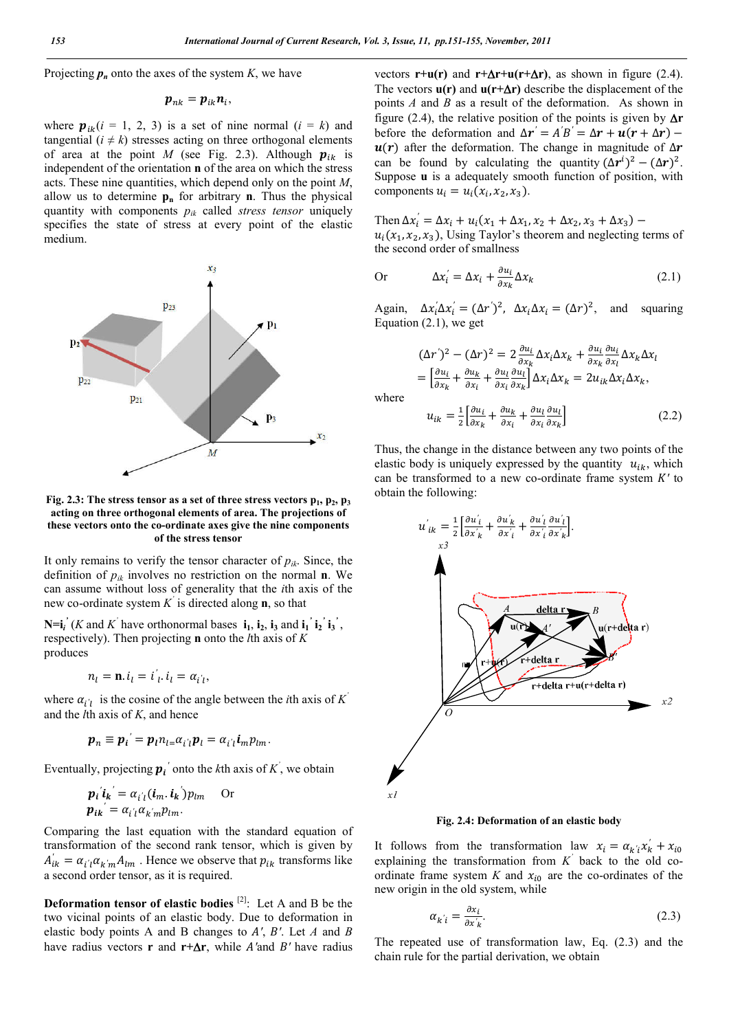Projecting $\boldsymbol{p}_n$ onto the axes of the system $K$, we have

$$\boldsymbol{p}_{nk} = \boldsymbol{p}_{ik}\boldsymbol{n}_i,$$

where $\boldsymbol{p}_{ik}(i = 1, 2, 3)$ is a set of nine normal $(i = k)$ and tangential $(i \neq k)$ stresses acting on three orthogonal elements of area at the point $M$ (see Fig. 2.3). Although $\boldsymbol{p}_{ik}$ is independent of the orientation **n** of the area on which the stress acts. These nine quantities, which depend only on the point $M$, allow us to determine $\mathbf{p_n}$ for arbitrary **n**. Thus the physical quantity with components $p_{ik}$ called *stress tensor* uniquely specifies the state of stress at every point of the elastic medium.

**Fig. 2.3: The stress tensor as a set of three stress vectors $\mathbf{p_1}$, $\mathbf{p_2}$, $\mathbf{p_3}$ acting on three orthogonal elements of area. The projections of these vectors onto the co-ordinate axes give the nine components of the stress tensor**

It only remains to verify the tensor character of $p_{ik}$. Since, the definition of $p_{ik}$ involves no restriction on the normal **n**. We can assume without loss of generality that the $i$th axis of the new co-ordinate system $K'$ is directed along **n**, so that

$\mathbf{N}=\mathbf{i}_i'$ ($K$ and $K'$ have orthonormal bases $\mathbf{i_1}, \mathbf{i_2}, \mathbf{i_3}$ and $\mathbf{i_1}', \mathbf{i_2}', \mathbf{i_3}'$, respectively). Then projecting **n** onto the $l$th axis of $K$ produces

$$n_l = \mathbf{n}.i_l = i'_l.i_l = \alpha_{i'l},$$

where $\alpha_{i'l}$ is the cosine of the angle between the $i$th axis of $K'$ and the $l$th axis of $K$, and hence

$$\boldsymbol{p}_n \equiv \boldsymbol{p}_i{}' = \boldsymbol{p}_l n_l = \alpha_{i'l}\boldsymbol{p}_l = \alpha_{i'l}\boldsymbol{i}_m p_{lm}.$$

Eventually, projecting $\boldsymbol{p}_i{}'$ onto the $k$th axis of $K'$, we obtain

$$\boldsymbol{p}_i{}'\boldsymbol{i}_k{}' = \alpha_{i'l}(\boldsymbol{i}_m.\boldsymbol{i}_k{}')p_{lm} \quad \text{Or}$$
$$\boldsymbol{p}_{ik}{}' = \alpha_{i'l}\alpha_{k'm}p_{lm}.$$

Comparing the last equation with the standard equation of transformation of the second rank tensor, which is given by $A'_{ik} = \alpha_{i'l}\alpha_{k'm}A_{lm}$ . Hence we observe that $p_{ik}$ transforms like a second order tensor, as it is required.

**Deformation tensor of elastic bodies** [2]: Let A and B be the two vicinal points of an elastic body. Due to deformation in elastic body points A and B changes to $A'$, $B'$. Let $A$ and $B$ have radius vectors **r** and **r+Δr**, while $A'$and $B'$ have radius vectors **r+u(r)** and **r+Δr+u(r+Δr)**, as shown in figure (2.4). The vectors **u(r)** and **u(r+Δr)** describe the displacement of the points $A$ and $B$ as a result of the deformation. As shown in figure (2.4), the relative position of the points is given by $\boldsymbol{\Delta r}$ before the deformation and $\Delta \boldsymbol{r}' = A'B' = \Delta \boldsymbol{r} + \boldsymbol{u}(\boldsymbol{r} + \Delta \boldsymbol{r}) - \boldsymbol{u}(\boldsymbol{r})$ after the deformation. The change in magnitude of $\boldsymbol{\Delta r}$ can be found by calculating the quantity $(\Delta \boldsymbol{r}^i)^2 - (\Delta \boldsymbol{r})^2$. Suppose **u** is a adequately smooth function of position, with components $u_i = u_i(x_i, x_2, x_3)$.

Then $\Delta x_i' = \Delta x_i + u_i(x_1 + \Delta x_1, x_2 + \Delta x_2, x_3 + \Delta x_3) - u_i(x_1, x_2, x_3)$, Using Taylor's theorem and neglecting terms of the second order of smallness

$$\text{Or} \qquad \Delta x_i' = \Delta x_i + \frac{\partial u_i}{\partial x_k}\Delta x_k \tag{2.1}$$

Again, $\Delta x_i'\Delta x_i' = (\Delta r')^2$, $\Delta x_i \Delta x_i = (\Delta r)^2$, and squaring Equation (2.1), we get

$$(\Delta r')^2 - (\Delta r)^2 = 2\frac{\partial u_i}{\partial x_k}\Delta x_i \Delta x_k + \frac{\partial u_i}{\partial x_k}\frac{\partial u_i}{\partial x_l}\Delta x_k \Delta x_l$$
$$= \left[\frac{\partial u_i}{\partial x_k} + \frac{\partial u_k}{\partial x_i} + \frac{\partial u_l}{\partial x_i}\frac{\partial u_l}{\partial x_k}\right]\Delta x_i \Delta x_k = 2u_{ik}\Delta x_i \Delta x_k,$$

where

$$u_{ik} = \frac{1}{2}\left[\frac{\partial u_i}{\partial x_k} + \frac{\partial u_k}{\partial x_i} + \frac{\partial u_l}{\partial x_i}\frac{\partial u_l}{\partial x_k}\right] \tag{2.2}$$

Thus, the change in the distance between any two points of the elastic body is uniquely expressed by the quantity $u_{ik}$, which can be transformed to a new co-ordinate frame system $K'$ to obtain the following:

$$u'_{ik} = \frac{1}{2}\left[\frac{\partial u'_i}{\partial x'_k} + \frac{\partial u'_k}{\partial x'_i} + \frac{\partial u'_l}{\partial x'_i}\frac{\partial u'_l}{\partial x'_k}\right].$$

**Fig. 2.4: Deformation of an elastic body**

It follows from the transformation law $x_i = \alpha_{k'i}x'_k + x_{i0}$ explaining the transformation from $K'$ back to the old co-ordinate frame system $K$ and $x_{i0}$ are the co-ordinates of the new origin in the old system, while

$$\alpha_{k'i} = \frac{\partial x_i}{\partial x'_k}. \tag{2.3}$$

The repeated use of transformation law, Eq. (2.3) and the chain rule for the partial derivation, we obtain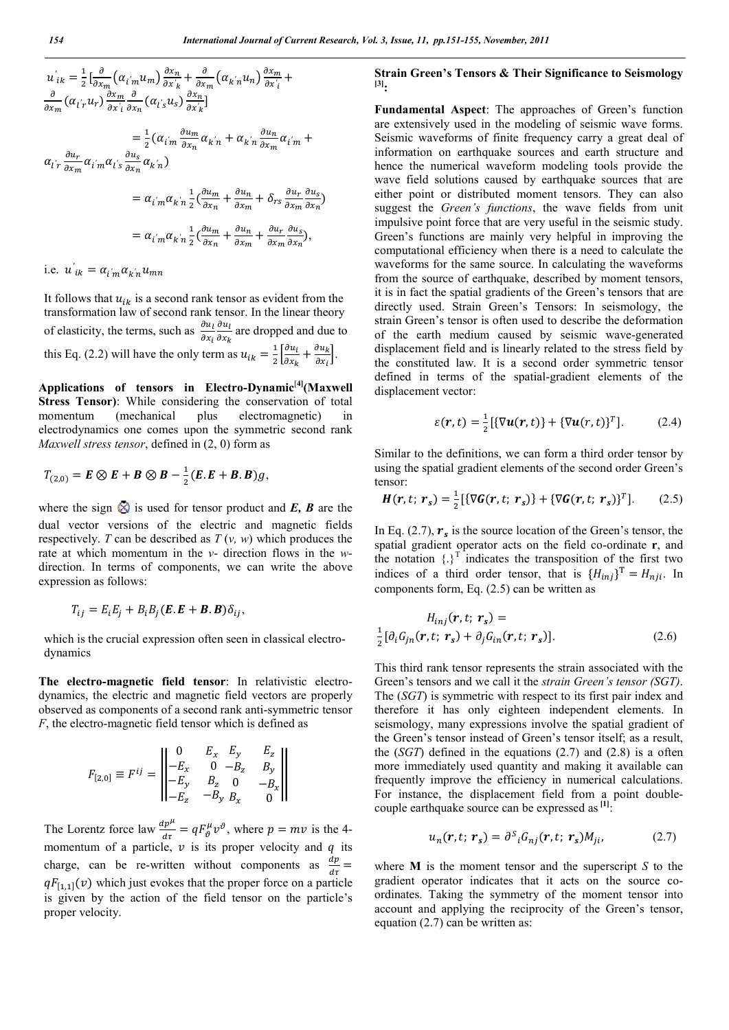$$u'_{ik} = \frac{1}{2}\Big[\frac{\partial}{\partial x_m}\big(\alpha_{i'm}u_m\big)\frac{\partial x_n}{\partial x'_k} + \frac{\partial}{\partial x_m}\big(\alpha_{k'n}u_n\big)\frac{\partial x_m}{\partial x'_i} + \frac{\partial}{\partial x_m}\big(\alpha_{l'r}u_r\big)\frac{\partial x_m}{\partial x'_i}\frac{\partial}{\partial x_n}\big(\alpha_{l's}u_s\big)\frac{\partial x_n}{\partial x'_k}\Big]$$

$$= \frac{1}{2}\big(\alpha_{i'm}\frac{\partial u_m}{\partial x_n}\alpha_{k'n} + \alpha_{k'n}\frac{\partial u_n}{\partial x_m}\alpha_{i'm} + \alpha_{l'r}\frac{\partial u_r}{\partial x_m}\alpha_{i'm}\alpha_{l's}\frac{\partial u_s}{\partial x_n}\alpha_{k'n}\big)$$

$$= \alpha_{i'm}\alpha_{k'n}\frac{1}{2}\big(\frac{\partial u_m}{\partial x_n} + \frac{\partial u_n}{\partial x_m} + \delta_{rs}\frac{\partial u_r}{\partial x_m}\frac{\partial u_s}{\partial x_n}\big)$$

$$= \alpha_{i'm}\alpha_{k'n}\frac{1}{2}\big(\frac{\partial u_m}{\partial x_n} + \frac{\partial u_n}{\partial x_m} + \frac{\partial u_r}{\partial x_m}\frac{\partial u_s}{\partial x_n}\big),$$

i.e. $u'_{ik} = \alpha_{i'm}\alpha_{k'n}u_{mn}$

It follows that $u_{ik}$ is a second rank tensor as evident from the transformation law of second rank tensor. In the linear theory of elasticity, the terms, such as $\frac{\partial u_l}{\partial x_i}\frac{\partial u_l}{\partial x_k}$ are dropped and due to this Eq. (2.2) will have the only term as $u_{ik} = \frac{1}{2}\Big[\frac{\partial u_i}{\partial x_k} + \frac{\partial u_k}{\partial x_i}\Big]$.

**Applications of tensors in Electro-Dynamic[4](Maxwell Stress Tensor)**: While considering the conservation of total momentum (mechanical plus electromagnetic) in electrodynamics one comes upon the symmetric second rank *Maxwell stress tensor*, defined in (2, 0) form as

$$T_{(2,0)} = \boldsymbol{E}\otimes\boldsymbol{E} + \boldsymbol{B}\otimes\boldsymbol{B} - \frac{1}{2}(\boldsymbol{E}.\boldsymbol{E} + \boldsymbol{B}.\boldsymbol{B})g,$$

where the sign $\otimes$ is used for tensor product and ***E, B*** are the dual vector versions of the electric and magnetic fields respectively. *T* can be described as *T* (*v, w*) which produces the rate at which momentum in the *v*- direction flows in the *w*-direction. In terms of components, we can write the above expression as follows:

$$T_{ij} = E_iE_j + B_iB_j(\boldsymbol{E}.\boldsymbol{E} + \boldsymbol{B}.\boldsymbol{B})\delta_{ij},$$

which is the crucial expression often seen in classical electro-dynamics

**The electro-magnetic field tensor**: In relativistic electro-dynamics, the electric and magnetic field vectors are properly observed as components of a second rank anti-symmetric tensor *F*, the electro-magnetic field tensor which is defined as

$$F_{[2,0]} \equiv F^{ij} = \begin{Vmatrix} 0 & E_x & E_y & E_z \\ -E_x & 0 & -B_z & B_y \\ -E_y & B_z & 0 & -B_x \\ -E_z & -B_y & B_x & 0 \end{Vmatrix}$$

The Lorentz force law $\frac{dp^\mu}{d\tau} = qF^\mu_\vartheta v^\vartheta$, where $p = mv$ is the 4-momentum of a particle, $v$ is its proper velocity and $q$ its charge, can be re-written without components as $\frac{dp}{d\tau} = qF_{[1,1]}(v)$ which just evokes that the proper force on a particle is given by the action of the field tensor on the particle's proper velocity.

**Strain Green's Tensors & Their Significance to Seismology [3]:**

**Fundamental Aspect**: The approaches of Green's function are extensively used in the modeling of seismic wave forms. Seismic waveforms of finite frequency carry a great deal of information on earthquake sources and earth structure and hence the numerical waveform modeling tools provide the wave field solutions caused by earthquake sources that are either point or distributed moment tensors. They can also suggest the *Green's functions*, the wave fields from unit impulsive point force that are very useful in the seismic study. Green's functions are mainly very helpful in improving the computational efficiency when there is a need to calculate the waveforms for the same source. In calculating the waveforms from the source of earthquake, described by moment tensors, it is in fact the spatial gradients of the Green's tensors that are directly used. Strain Green's Tensors: In seismology, the strain Green's tensor is often used to describe the deformation of the earth medium caused by seismic wave-generated displacement field and is linearly related to the stress field by the constituted law. It is a second order symmetric tensor defined in terms of the spatial-gradient elements of the displacement vector:

$$\varepsilon(\boldsymbol{r},t) = \frac{1}{2}[\{\nabla\boldsymbol{u}(\boldsymbol{r},t)\} + \{\nabla\boldsymbol{u}(r,t)\}^T]. \quad (2.4)$$

Similar to the definitions, we can form a third order tensor by using the spatial gradient elements of the second order Green's tensor:

$$\boldsymbol{H}(\boldsymbol{r},t;\,\boldsymbol{r_s}) = \frac{1}{2}[\{\nabla\boldsymbol{G}(\boldsymbol{r},t;\,\boldsymbol{r_s})\} + \{\nabla\boldsymbol{G}(\boldsymbol{r},t;\,\boldsymbol{r_s})\}^T]. \quad (2.5)$$

In Eq. (2.7), $\boldsymbol{r_s}$ is the source location of the Green's tensor, the spatial gradient operator acts on the field co-ordinate **r**, and the notation $\{.\}^T$ indicates the transposition of the first two indices of a third order tensor, that is $\{H_{inj}\}^T = H_{nji}$. In components form, Eq. (2.5) can be written as

$$H_{inj}(\boldsymbol{r},t;\,\boldsymbol{r_s}) = \frac{1}{2}[\partial_iG_{jn}(\boldsymbol{r},t;\,\boldsymbol{r_s}) + \partial_jG_{in}(\boldsymbol{r},t;\,\boldsymbol{r_s})]. \quad (2.6)$$

This third rank tensor represents the strain associated with the Green's tensors and we call it the *strain Green's tensor (SGT)*. The (*SGT*) is symmetric with respect to its first pair index and therefore it has only eighteen independent elements. In seismology, many expressions involve the spatial gradient of the Green's tensor instead of Green's tensor itself; as a result, the (*SGT*) defined in the equations (2.7) and (2.8) is a often more immediately used quantity and making it available can frequently improve the efficiency in numerical calculations. For instance, the displacement field from a point double-couple earthquake source can be expressed as [1]:

$$u_n(\boldsymbol{r},t;\,\boldsymbol{r_s}) = \partial^S{}_iG_{nj}(\boldsymbol{r},t;\,\boldsymbol{r_s})M_{ji}, \quad (2.7)$$

where **M** is the moment tensor and the superscript *S* to the gradient operator indicates that it acts on the source co-ordinates. Taking the symmetry of the moment tensor into account and applying the reciprocity of the Green's tensor, equation (2.7) can be written as: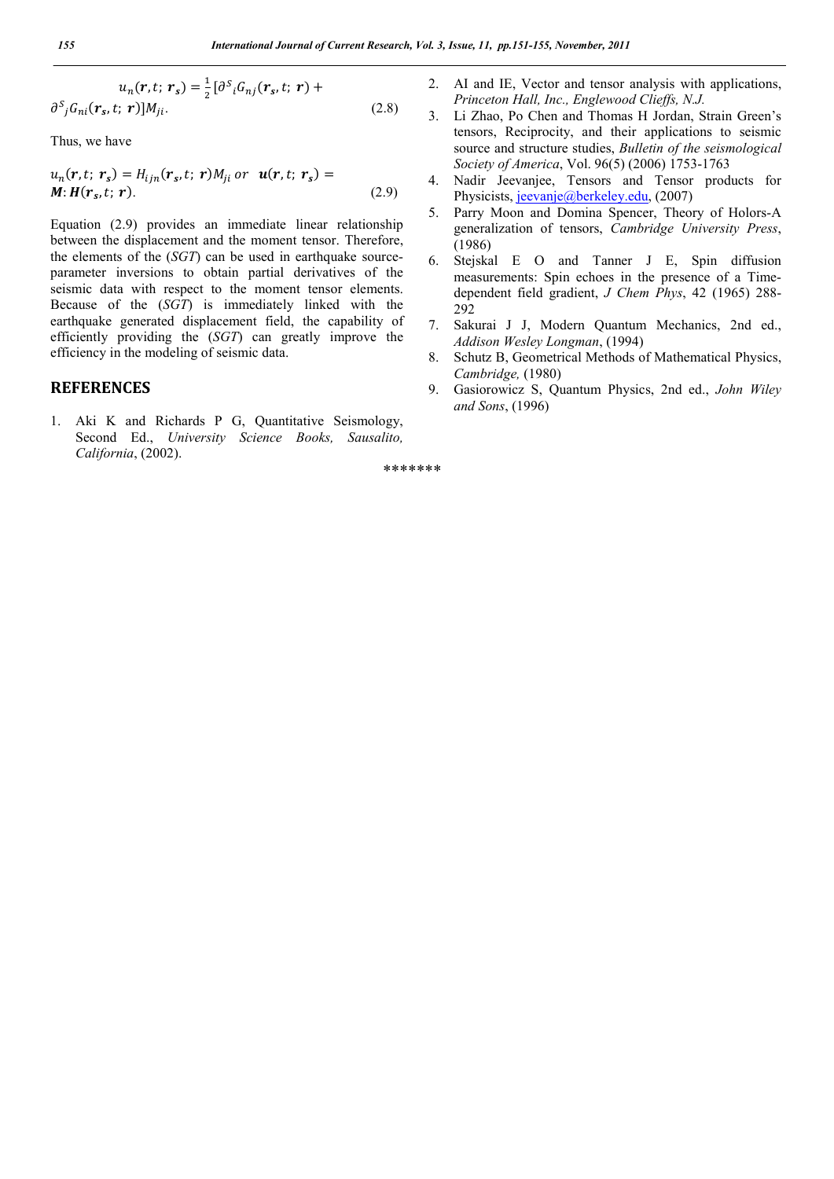$$u_n(\boldsymbol{r}, t;\ \boldsymbol{r_s}) = \frac{1}{2}[\partial^S{}_i G_{nj}(\boldsymbol{r_s}, t;\ \boldsymbol{r}) + \partial^S{}_j G_{ni}(\boldsymbol{r_s}, t;\ \boldsymbol{r})]M_{ji}. \quad (2.8)$$

Thus, we have

$$u_n(\boldsymbol{r}, t;\ \boldsymbol{r_s}) = H_{ijn}(\boldsymbol{r_s}, t;\ \boldsymbol{r})M_{ji} \ or \ \ \boldsymbol{u}(\boldsymbol{r}, t;\ \boldsymbol{r_s}) = \boldsymbol{M}\colon \boldsymbol{H}(\boldsymbol{r_s}, t;\ \boldsymbol{r}). \quad (2.9)$$

Equation (2.9) provides an immediate linear relationship between the displacement and the moment tensor. Therefore, the elements of the (*SGT*) can be used in earthquake source-parameter inversions to obtain partial derivatives of the seismic data with respect to the moment tensor elements. Because of the (*SGT*) is immediately linked with the earthquake generated displacement field, the capability of efficiently providing the (*SGT*) can greatly improve the efficiency in the modeling of seismic data.

## REFERENCES

1. Aki K and Richards P G, Quantitative Seismology, Second Ed., *University Science Books, Sausalito, California*, (2002).
2. AI and IE, Vector and tensor analysis with applications, *Princeton Hall, Inc., Englewood Clieffs, N.J.*
3. Li Zhao, Po Chen and Thomas H Jordan, Strain Green's tensors, Reciprocity, and their applications to seismic source and structure studies, *Bulletin of the seismological Society of America*, Vol. 96(5) (2006) 1753-1763
4. Nadir Jeevanjee, Tensors and Tensor products for Physicists, jeevanje@berkeley.edu, (2007)
5. Parry Moon and Domina Spencer, Theory of Holors-A generalization of tensors, *Cambridge University Press*, (1986)
6. Stejskal E O and Tanner J E, Spin diffusion measurements: Spin echoes in the presence of a Time-dependent field gradient, *J Chem Phys*, 42 (1965) 288-292
7. Sakurai J J, Modern Quantum Mechanics, 2nd ed., *Addison Wesley Longman*, (1994)
8. Schutz B, Geometrical Methods of Mathematical Physics, *Cambridge,* (1980)
9. Gasiorowicz S, Quantum Physics, 2nd ed., *John Wiley and Sons*, (1996)

*******